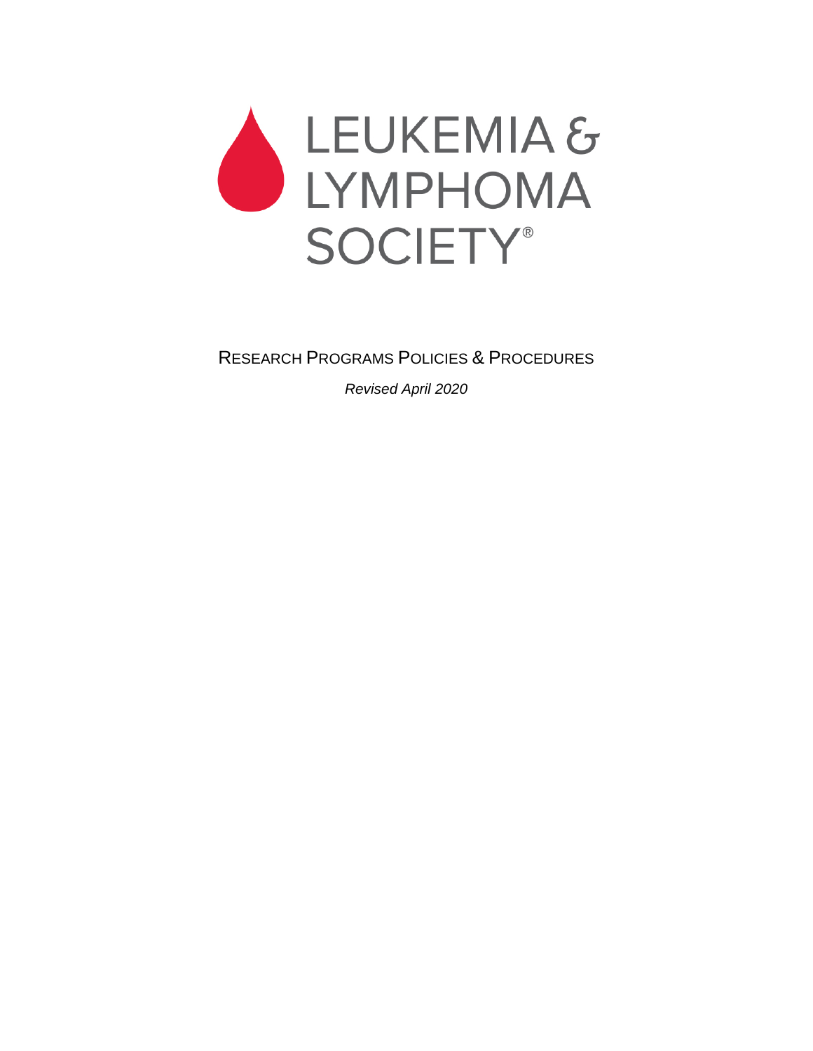# LEUKEMIA & LYMPHOMA SOCIETY®

## RESEARCH PROGRAMS POLICIES & PROCEDURES

*Revised April 2020*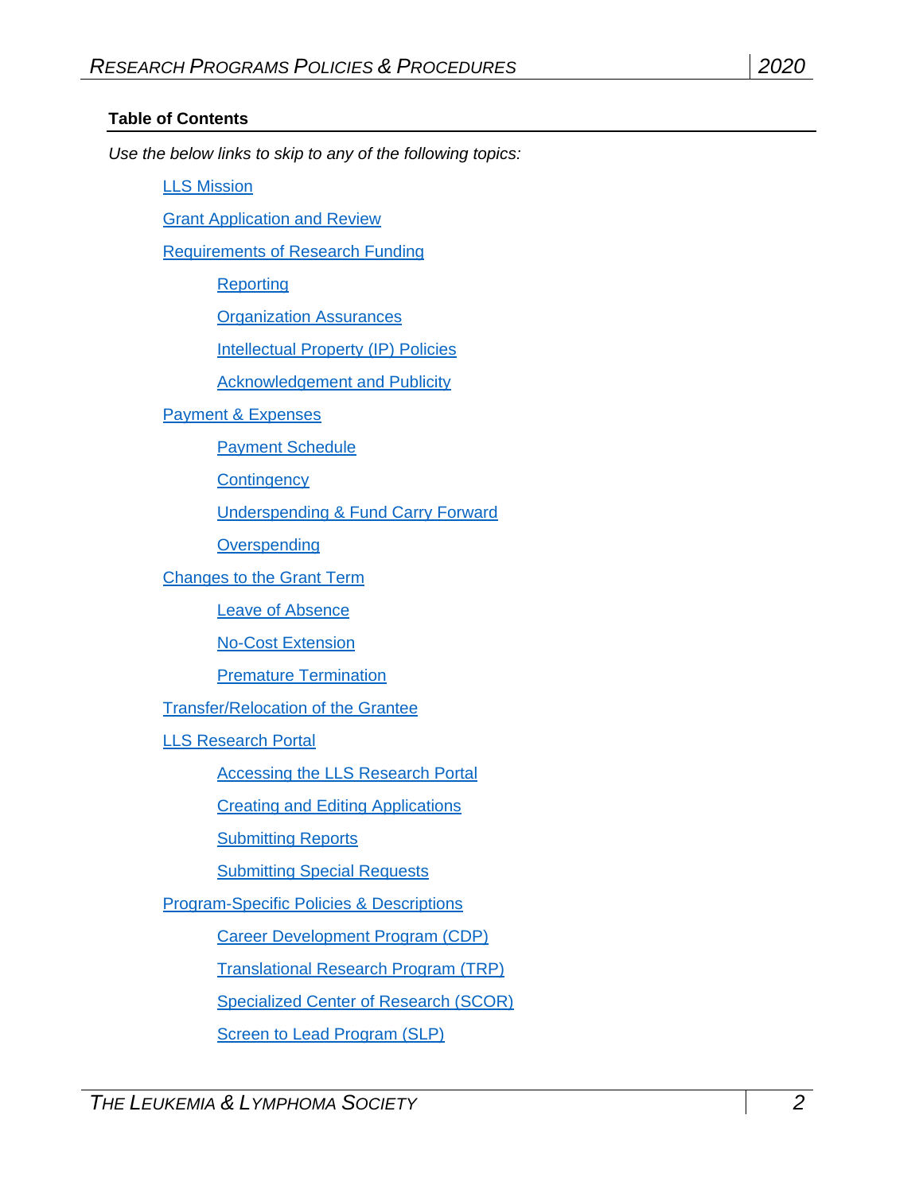**Table of Contents**

*Use the below links to skip to any of the following topics:*

- LLS Mission
- Grant Application and Review
- Requirements of Research Funding
    - Reporting
    - Organization Assurances
    - Intellectual Property (IP) Policies
    - Acknowledgement and Publicity
- Payment & Expenses
    - Payment Schedule
    - Contingency
    - Underspending & Fund Carry Forward
    - Overspending
- Changes to the Grant Term
    - Leave of Absence
    - No-Cost Extension
    - Premature Termination
- Transfer/Relocation of the Grantee
- LLS Research Portal
    - Accessing the LLS Research Portal
    - Creating and Editing Applications
    - Submitting Reports
    - Submitting Special Requests
- Program-Specific Policies & Descriptions
    - Career Development Program (CDP)
    - Translational Research Program (TRP)
    - Specialized Center of Research (SCOR)
    - Screen to Lead Program (SLP)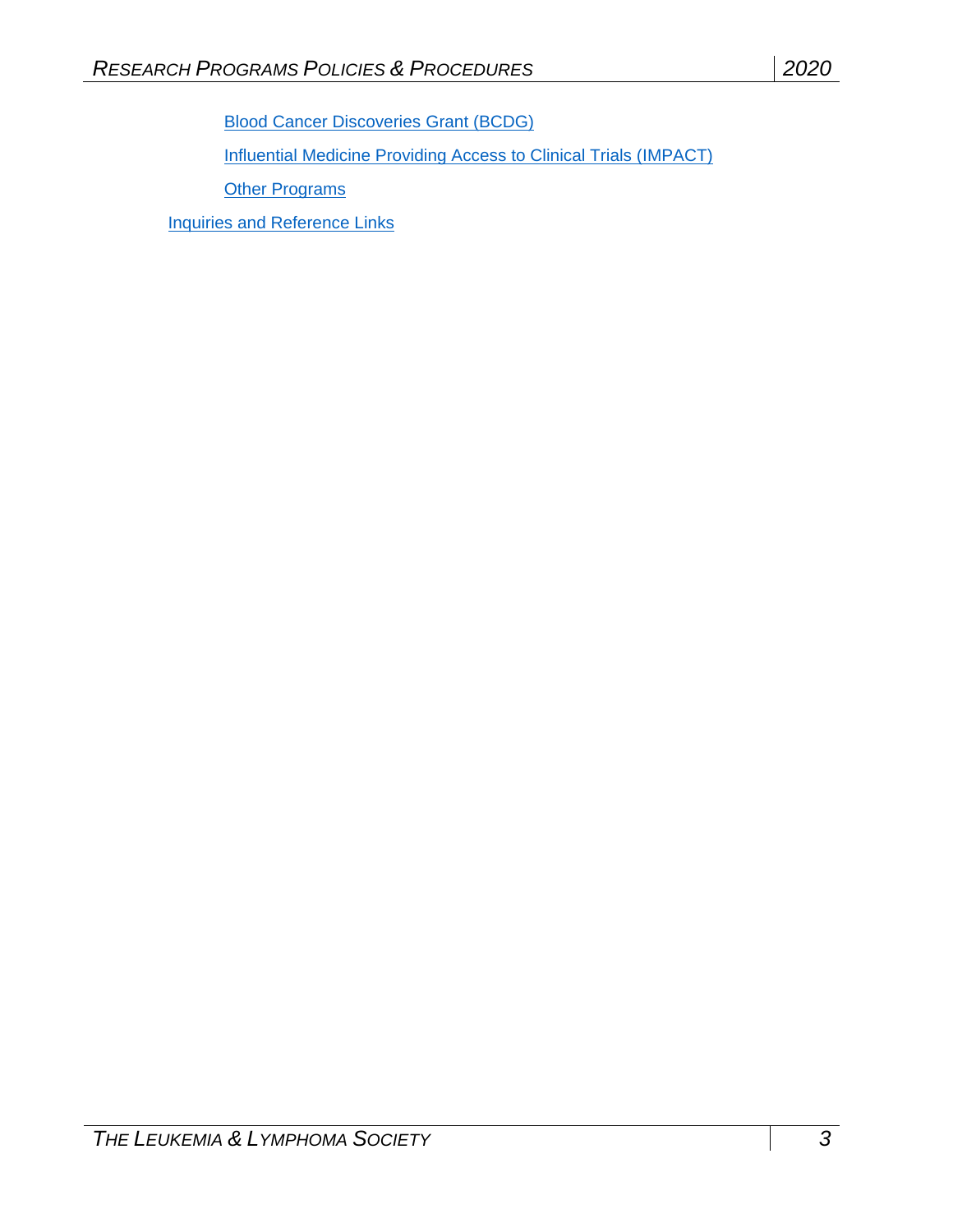- [Blood Cancer Discoveries Grant (BCDG)]
- [Influential Medicine Providing Access to Clinical Trials (IMPACT)]
- [Other Programs]

[Inquiries and Reference Links]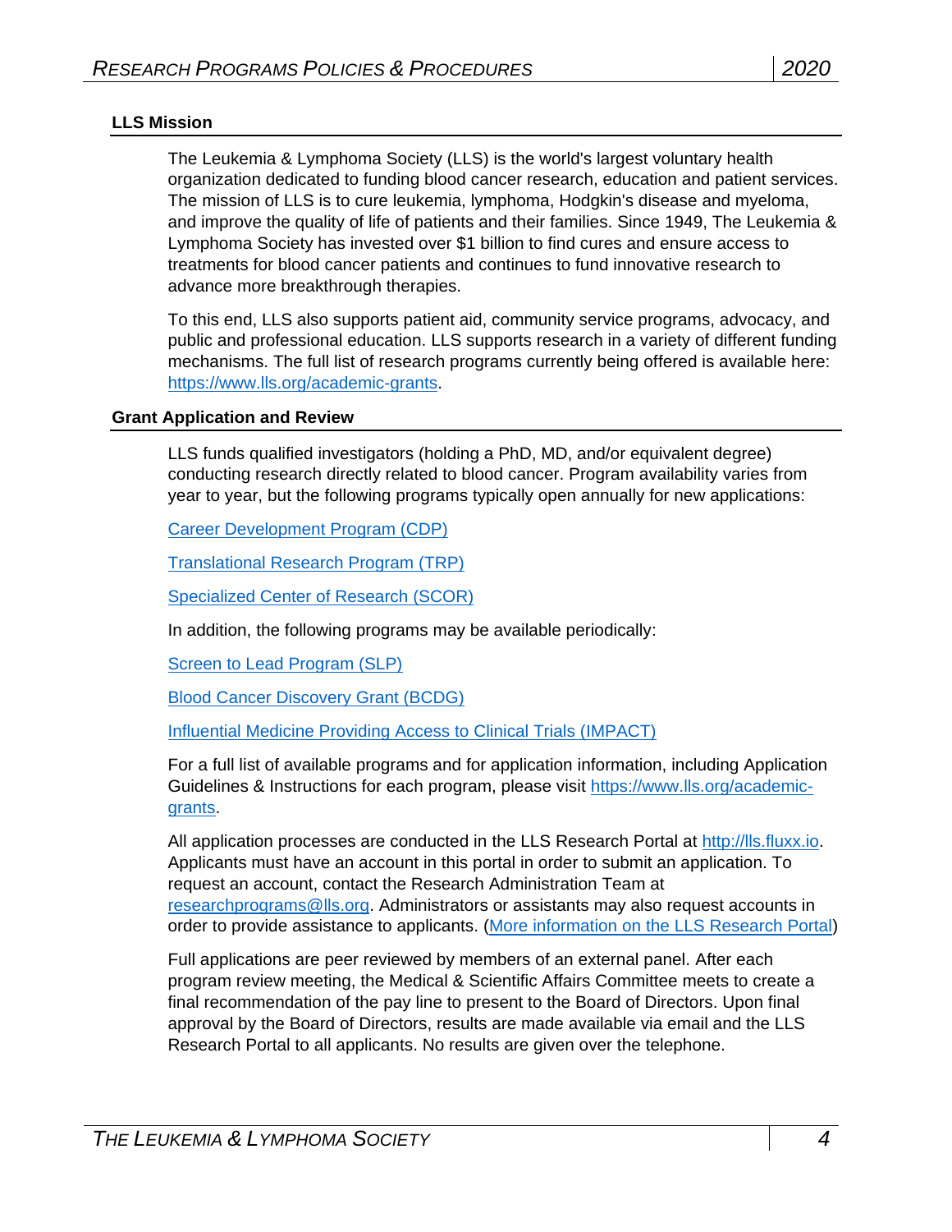## LLS Mission

The Leukemia & Lymphoma Society (LLS) is the world's largest voluntary health organization dedicated to funding blood cancer research, education and patient services. The mission of LLS is to cure leukemia, lymphoma, Hodgkin's disease and myeloma, and improve the quality of life of patients and their families. Since 1949, The Leukemia & Lymphoma Society has invested over $1 billion to find cures and ensure access to treatments for blood cancer patients and continues to fund innovative research to advance more breakthrough therapies.

To this end, LLS also supports patient aid, community service programs, advocacy, and public and professional education. LLS supports research in a variety of different funding mechanisms. The full list of research programs currently being offered is available here: https://www.lls.org/academic-grants.

## Grant Application and Review

LLS funds qualified investigators (holding a PhD, MD, and/or equivalent degree) conducting research directly related to blood cancer. Program availability varies from year to year, but the following programs typically open annually for new applications:

Career Development Program (CDP)

Translational Research Program (TRP)

Specialized Center of Research (SCOR)

In addition, the following programs may be available periodically:

Screen to Lead Program (SLP)

Blood Cancer Discovery Grant (BCDG)

Influential Medicine Providing Access to Clinical Trials (IMPACT)

For a full list of available programs and for application information, including Application Guidelines & Instructions for each program, please visit https://www.lls.org/academic-grants.

All application processes are conducted in the LLS Research Portal at http://lls.fluxx.io. Applicants must have an account in this portal in order to submit an application. To request an account, contact the Research Administration Team at researchprograms@lls.org. Administrators or assistants may also request accounts in order to provide assistance to applicants. (More information on the LLS Research Portal)

Full applications are peer reviewed by members of an external panel. After each program review meeting, the Medical & Scientific Affairs Committee meets to create a final recommendation of the pay line to present to the Board of Directors. Upon final approval by the Board of Directors, results are made available via email and the LLS Research Portal to all applicants. No results are given over the telephone.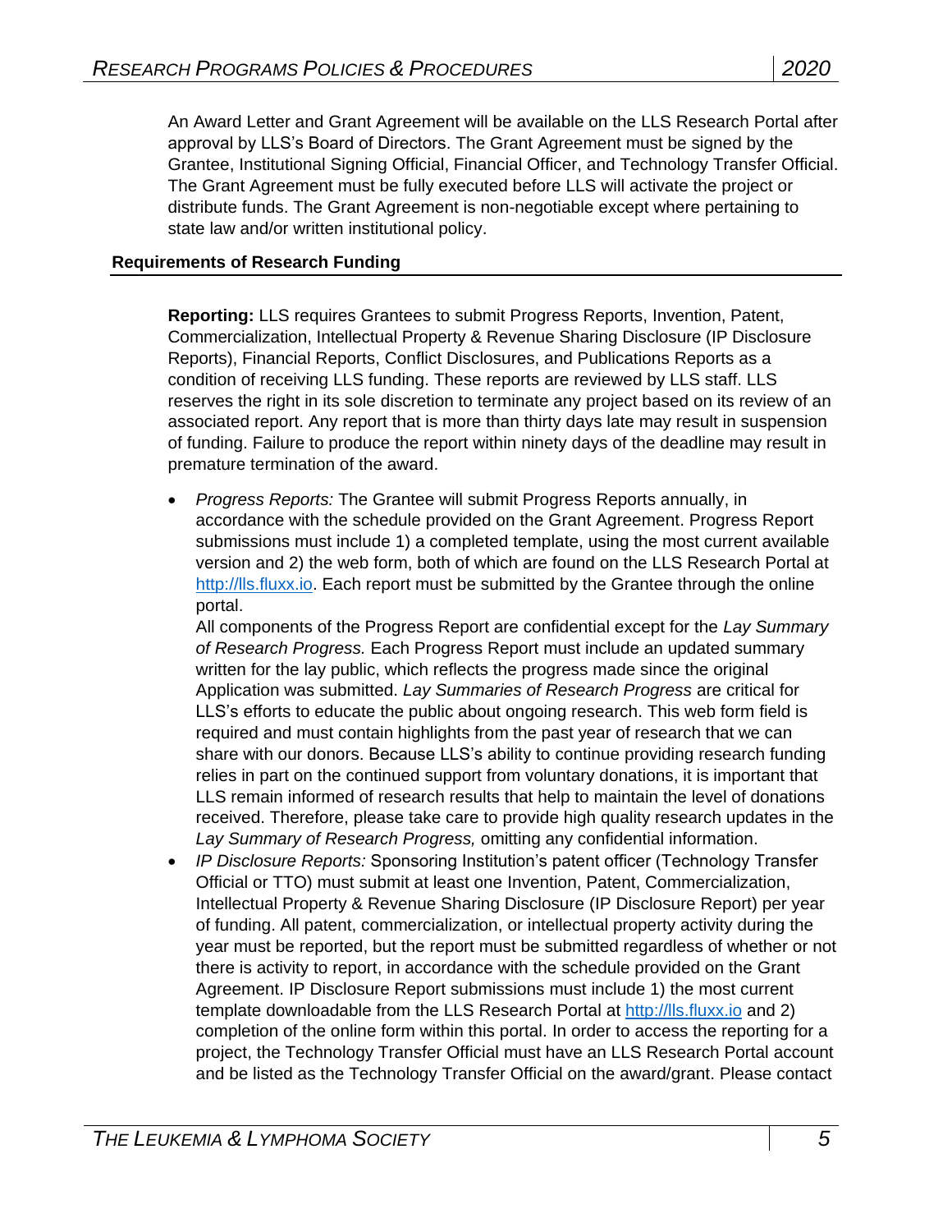An Award Letter and Grant Agreement will be available on the LLS Research Portal after approval by LLS's Board of Directors. The Grant Agreement must be signed by the Grantee, Institutional Signing Official, Financial Officer, and Technology Transfer Official. The Grant Agreement must be fully executed before LLS will activate the project or distribute funds. The Grant Agreement is non-negotiable except where pertaining to state law and/or written institutional policy.

## Requirements of Research Funding

**Reporting:** LLS requires Grantees to submit Progress Reports, Invention, Patent, Commercialization, Intellectual Property & Revenue Sharing Disclosure (IP Disclosure Reports), Financial Reports, Conflict Disclosures, and Publications Reports as a condition of receiving LLS funding. These reports are reviewed by LLS staff. LLS reserves the right in its sole discretion to terminate any project based on its review of an associated report. Any report that is more than thirty days late may result in suspension of funding. Failure to produce the report within ninety days of the deadline may result in premature termination of the award.

- *Progress Reports:* The Grantee will submit Progress Reports annually, in accordance with the schedule provided on the Grant Agreement. Progress Report submissions must include 1) a completed template, using the most current available version and 2) the web form, both of which are found on the LLS Research Portal at http://lls.fluxx.io. Each report must be submitted by the Grantee through the online portal.
  All components of the Progress Report are confidential except for the *Lay Summary of Research Progress.* Each Progress Report must include an updated summary written for the lay public, which reflects the progress made since the original Application was submitted. *Lay Summaries of Research Progress* are critical for LLS's efforts to educate the public about ongoing research. This web form field is required and must contain highlights from the past year of research that we can share with our donors. Because LLS's ability to continue providing research funding relies in part on the continued support from voluntary donations, it is important that LLS remain informed of research results that help to maintain the level of donations received. Therefore, please take care to provide high quality research updates in the *Lay Summary of Research Progress,* omitting any confidential information.
- *IP Disclosure Reports:* Sponsoring Institution's patent officer (Technology Transfer Official or TTO) must submit at least one Invention, Patent, Commercialization, Intellectual Property & Revenue Sharing Disclosure (IP Disclosure Report) per year of funding. All patent, commercialization, or intellectual property activity during the year must be reported, but the report must be submitted regardless of whether or not there is activity to report, in accordance with the schedule provided on the Grant Agreement. IP Disclosure Report submissions must include 1) the most current template downloadable from the LLS Research Portal at http://lls.fluxx.io and 2) completion of the online form within this portal. In order to access the reporting for a project, the Technology Transfer Official must have an LLS Research Portal account and be listed as the Technology Transfer Official on the award/grant. Please contact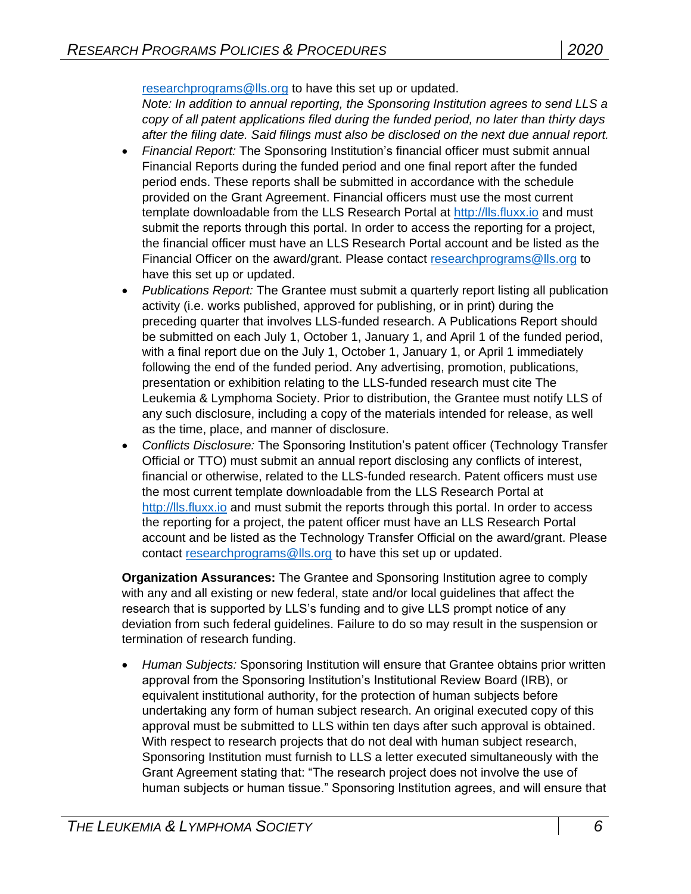researchprograms@lls.org to have this set up or updated.
*Note: In addition to annual reporting, the Sponsoring Institution agrees to send LLS a copy of all patent applications filed during the funded period, no later than thirty days after the filing date. Said filings must also be disclosed on the next due annual report.*

- *Financial Report:* The Sponsoring Institution's financial officer must submit annual Financial Reports during the funded period and one final report after the funded period ends. These reports shall be submitted in accordance with the schedule provided on the Grant Agreement. Financial officers must use the most current template downloadable from the LLS Research Portal at http://lls.fluxx.io and must submit the reports through this portal. In order to access the reporting for a project, the financial officer must have an LLS Research Portal account and be listed as the Financial Officer on the award/grant. Please contact researchprograms@lls.org to have this set up or updated.
- *Publications Report:* The Grantee must submit a quarterly report listing all publication activity (i.e. works published, approved for publishing, or in print) during the preceding quarter that involves LLS-funded research. A Publications Report should be submitted on each July 1, October 1, January 1, and April 1 of the funded period, with a final report due on the July 1, October 1, January 1, or April 1 immediately following the end of the funded period. Any advertising, promotion, publications, presentation or exhibition relating to the LLS-funded research must cite The Leukemia & Lymphoma Society. Prior to distribution, the Grantee must notify LLS of any such disclosure, including a copy of the materials intended for release, as well as the time, place, and manner of disclosure.
- *Conflicts Disclosure:* The Sponsoring Institution's patent officer (Technology Transfer Official or TTO) must submit an annual report disclosing any conflicts of interest, financial or otherwise, related to the LLS-funded research. Patent officers must use the most current template downloadable from the LLS Research Portal at http://lls.fluxx.io and must submit the reports through this portal. In order to access the reporting for a project, the patent officer must have an LLS Research Portal account and be listed as the Technology Transfer Official on the award/grant. Please contact researchprograms@lls.org to have this set up or updated.

**Organization Assurances:** The Grantee and Sponsoring Institution agree to comply with any and all existing or new federal, state and/or local guidelines that affect the research that is supported by LLS's funding and to give LLS prompt notice of any deviation from such federal guidelines. Failure to do so may result in the suspension or termination of research funding.

- *Human Subjects:* Sponsoring Institution will ensure that Grantee obtains prior written approval from the Sponsoring Institution's Institutional Review Board (IRB), or equivalent institutional authority, for the protection of human subjects before undertaking any form of human subject research. An original executed copy of this approval must be submitted to LLS within ten days after such approval is obtained. With respect to research projects that do not deal with human subject research, Sponsoring Institution must furnish to LLS a letter executed simultaneously with the Grant Agreement stating that: "The research project does not involve the use of human subjects or human tissue." Sponsoring Institution agrees, and will ensure that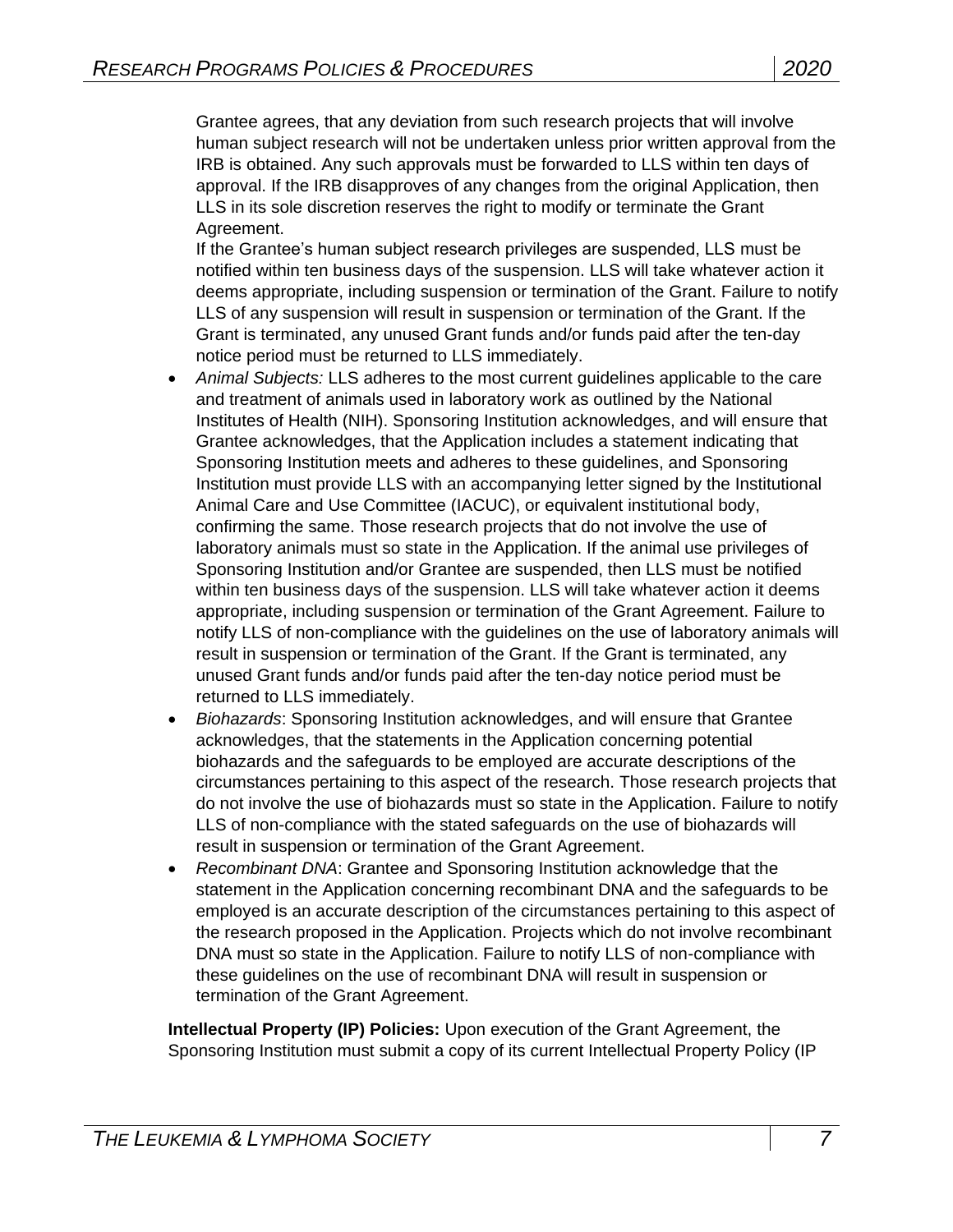Grantee agrees, that any deviation from such research projects that will involve human subject research will not be undertaken unless prior written approval from the IRB is obtained. Any such approvals must be forwarded to LLS within ten days of approval. If the IRB disapproves of any changes from the original Application, then LLS in its sole discretion reserves the right to modify or terminate the Grant Agreement.

If the Grantee's human subject research privileges are suspended, LLS must be notified within ten business days of the suspension. LLS will take whatever action it deems appropriate, including suspension or termination of the Grant. Failure to notify LLS of any suspension will result in suspension or termination of the Grant. If the Grant is terminated, any unused Grant funds and/or funds paid after the ten-day notice period must be returned to LLS immediately.

- *Animal Subjects:* LLS adheres to the most current guidelines applicable to the care and treatment of animals used in laboratory work as outlined by the National Institutes of Health (NIH). Sponsoring Institution acknowledges, and will ensure that Grantee acknowledges, that the Application includes a statement indicating that Sponsoring Institution meets and adheres to these guidelines, and Sponsoring Institution must provide LLS with an accompanying letter signed by the Institutional Animal Care and Use Committee (IACUC), or equivalent institutional body, confirming the same. Those research projects that do not involve the use of laboratory animals must so state in the Application. If the animal use privileges of Sponsoring Institution and/or Grantee are suspended, then LLS must be notified within ten business days of the suspension. LLS will take whatever action it deems appropriate, including suspension or termination of the Grant Agreement. Failure to notify LLS of non-compliance with the guidelines on the use of laboratory animals will result in suspension or termination of the Grant. If the Grant is terminated, any unused Grant funds and/or funds paid after the ten-day notice period must be returned to LLS immediately.
- *Biohazards*: Sponsoring Institution acknowledges, and will ensure that Grantee acknowledges, that the statements in the Application concerning potential biohazards and the safeguards to be employed are accurate descriptions of the circumstances pertaining to this aspect of the research. Those research projects that do not involve the use of biohazards must so state in the Application. Failure to notify LLS of non-compliance with the stated safeguards on the use of biohazards will result in suspension or termination of the Grant Agreement.
- *Recombinant DNA*: Grantee and Sponsoring Institution acknowledge that the statement in the Application concerning recombinant DNA and the safeguards to be employed is an accurate description of the circumstances pertaining to this aspect of the research proposed in the Application. Projects which do not involve recombinant DNA must so state in the Application. Failure to notify LLS of non-compliance with these guidelines on the use of recombinant DNA will result in suspension or termination of the Grant Agreement.

**Intellectual Property (IP) Policies:** Upon execution of the Grant Agreement, the Sponsoring Institution must submit a copy of its current Intellectual Property Policy (IP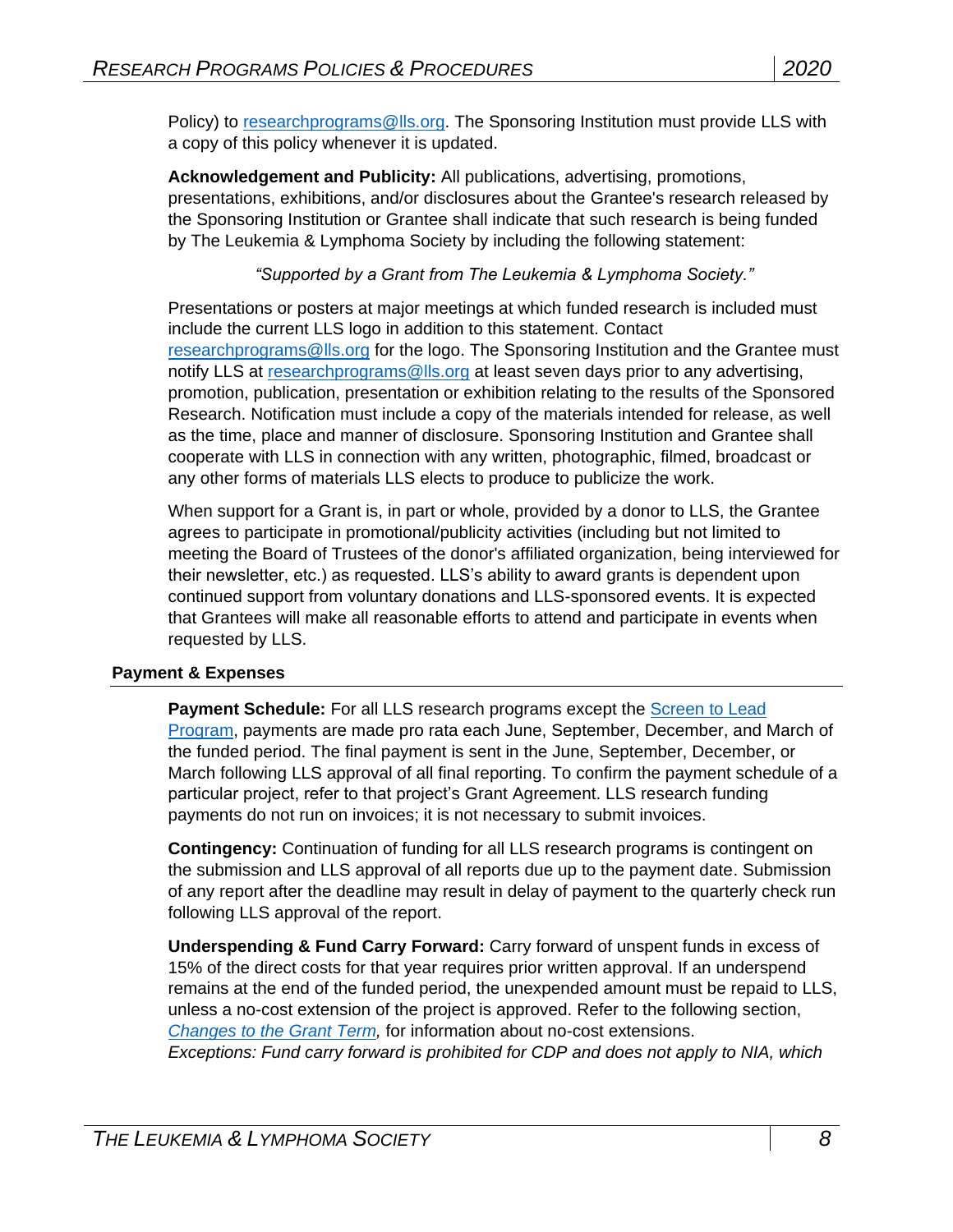Policy) to researchprograms@lls.org. The Sponsoring Institution must provide LLS with a copy of this policy whenever it is updated.

**Acknowledgement and Publicity:** All publications, advertising, promotions, presentations, exhibitions, and/or disclosures about the Grantee's research released by the Sponsoring Institution or Grantee shall indicate that such research is being funded by The Leukemia & Lymphoma Society by including the following statement:

*"Supported by a Grant from The Leukemia & Lymphoma Society."*

Presentations or posters at major meetings at which funded research is included must include the current LLS logo in addition to this statement. Contact researchprograms@lls.org for the logo. The Sponsoring Institution and the Grantee must notify LLS at researchprograms@lls.org at least seven days prior to any advertising, promotion, publication, presentation or exhibition relating to the results of the Sponsored Research. Notification must include a copy of the materials intended for release, as well as the time, place and manner of disclosure. Sponsoring Institution and Grantee shall cooperate with LLS in connection with any written, photographic, filmed, broadcast or any other forms of materials LLS elects to produce to publicize the work.

When support for a Grant is, in part or whole, provided by a donor to LLS, the Grantee agrees to participate in promotional/publicity activities (including but not limited to meeting the Board of Trustees of the donor's affiliated organization, being interviewed for their newsletter, etc.) as requested. LLS's ability to award grants is dependent upon continued support from voluntary donations and LLS-sponsored events. It is expected that Grantees will make all reasonable efforts to attend and participate in events when requested by LLS.

### Payment & Expenses

**Payment Schedule:** For all LLS research programs except the Screen to Lead Program, payments are made pro rata each June, September, December, and March of the funded period. The final payment is sent in the June, September, December, or March following LLS approval of all final reporting. To confirm the payment schedule of a particular project, refer to that project's Grant Agreement. LLS research funding payments do not run on invoices; it is not necessary to submit invoices.

**Contingency:** Continuation of funding for all LLS research programs is contingent on the submission and LLS approval of all reports due up to the payment date. Submission of any report after the deadline may result in delay of payment to the quarterly check run following LLS approval of the report.

**Underspending & Fund Carry Forward:** Carry forward of unspent funds in excess of 15% of the direct costs for that year requires prior written approval. If an underspend remains at the end of the funded period, the unexpended amount must be repaid to LLS, unless a no-cost extension of the project is approved. Refer to the following section, *Changes to the Grant Term,* for information about no-cost extensions.
*Exceptions: Fund carry forward is prohibited for CDP and does not apply to NIA, which*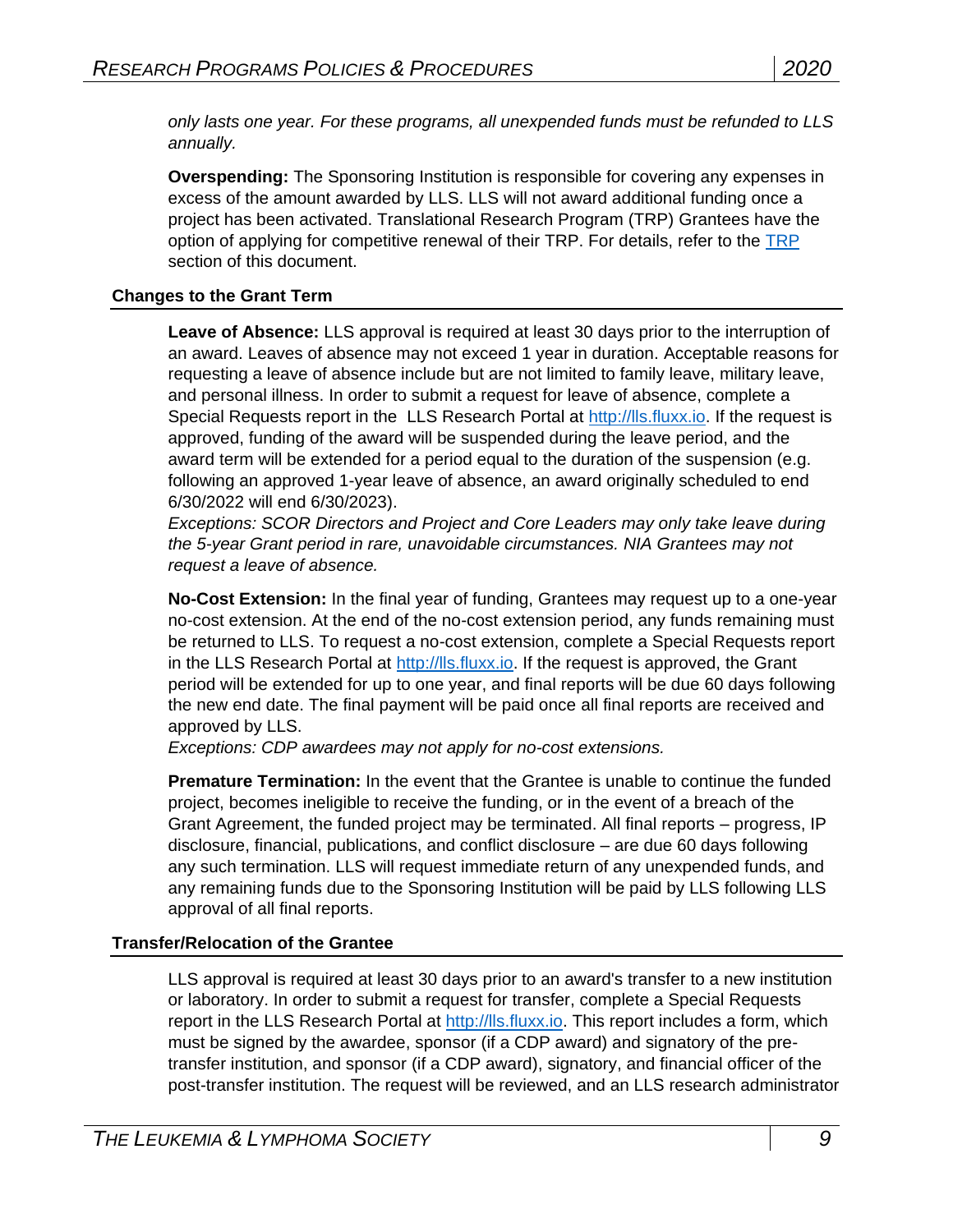*only lasts one year. For these programs, all unexpended funds must be refunded to LLS annually.*

**Overspending:** The Sponsoring Institution is responsible for covering any expenses in excess of the amount awarded by LLS. LLS will not award additional funding once a project has been activated. Translational Research Program (TRP) Grantees have the option of applying for competitive renewal of their TRP. For details, refer to the [TRP](#) section of this document.

### Changes to the Grant Term

**Leave of Absence:** LLS approval is required at least 30 days prior to the interruption of an award. Leaves of absence may not exceed 1 year in duration. Acceptable reasons for requesting a leave of absence include but are not limited to family leave, military leave, and personal illness. In order to submit a request for leave of absence, complete a Special Requests report in the LLS Research Portal at [http://lls.fluxx.io](http://lls.fluxx.io). If the request is approved, funding of the award will be suspended during the leave period, and the award term will be extended for a period equal to the duration of the suspension (e.g. following an approved 1-year leave of absence, an award originally scheduled to end 6/30/2022 will end 6/30/2023).
*Exceptions: SCOR Directors and Project and Core Leaders may only take leave during the 5-year Grant period in rare, unavoidable circumstances. NIA Grantees may not request a leave of absence.*

**No-Cost Extension:** In the final year of funding, Grantees may request up to a one-year no-cost extension. At the end of the no-cost extension period, any funds remaining must be returned to LLS. To request a no-cost extension, complete a Special Requests report in the LLS Research Portal at [http://lls.fluxx.io](http://lls.fluxx.io). If the request is approved, the Grant period will be extended for up to one year, and final reports will be due 60 days following the new end date. The final payment will be paid once all final reports are received and approved by LLS.
*Exceptions: CDP awardees may not apply for no-cost extensions.*

**Premature Termination:** In the event that the Grantee is unable to continue the funded project, becomes ineligible to receive the funding, or in the event of a breach of the Grant Agreement, the funded project may be terminated. All final reports – progress, IP disclosure, financial, publications, and conflict disclosure – are due 60 days following any such termination. LLS will request immediate return of any unexpended funds, and any remaining funds due to the Sponsoring Institution will be paid by LLS following LLS approval of all final reports.

### Transfer/Relocation of the Grantee

LLS approval is required at least 30 days prior to an award's transfer to a new institution or laboratory. In order to submit a request for transfer, complete a Special Requests report in the LLS Research Portal at [http://lls.fluxx.io](http://lls.fluxx.io). This report includes a form, which must be signed by the awardee, sponsor (if a CDP award) and signatory of the pre-transfer institution, and sponsor (if a CDP award), signatory, and financial officer of the post-transfer institution. The request will be reviewed, and an LLS research administrator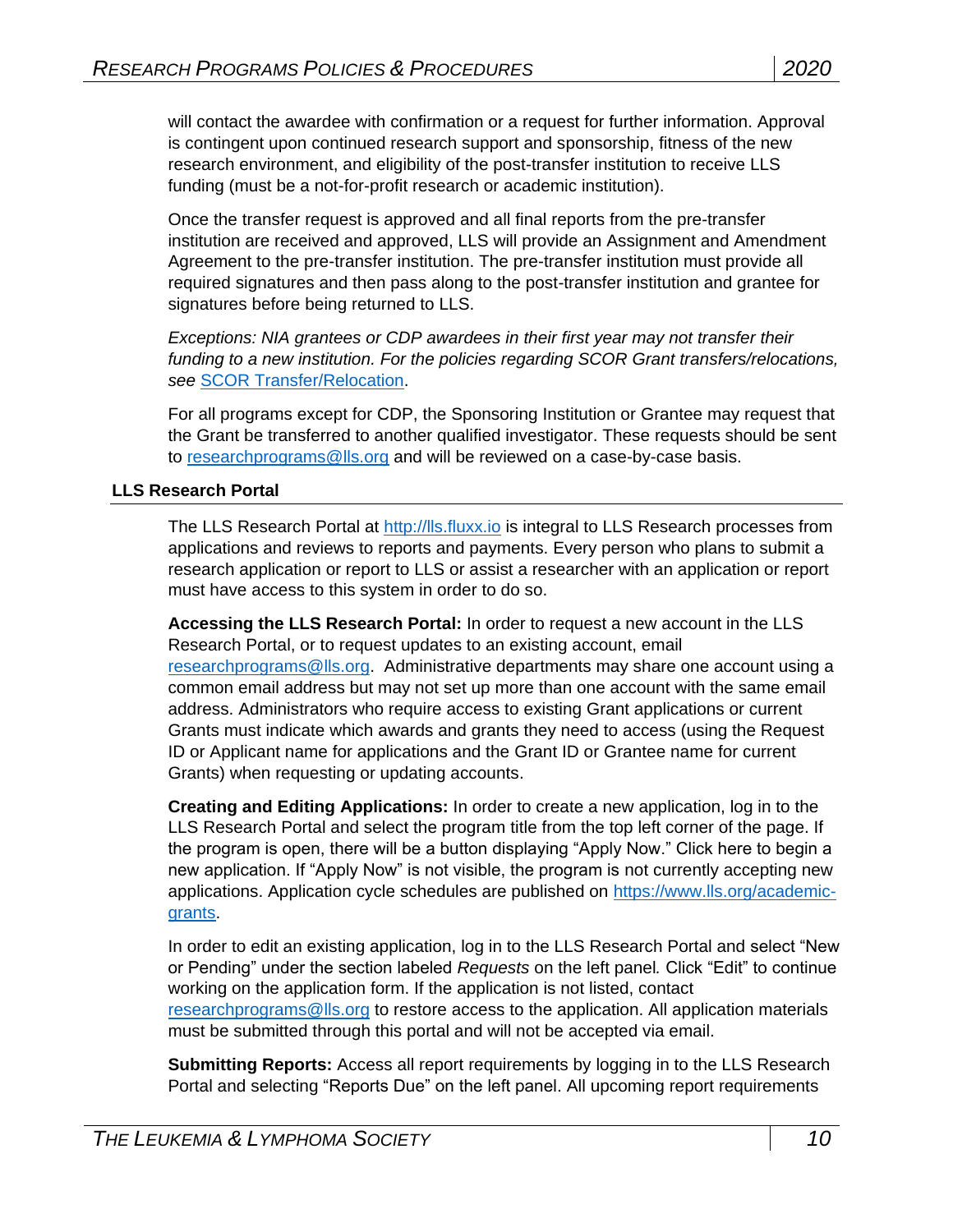will contact the awardee with confirmation or a request for further information. Approval is contingent upon continued research support and sponsorship, fitness of the new research environment, and eligibility of the post-transfer institution to receive LLS funding (must be a not-for-profit research or academic institution).

Once the transfer request is approved and all final reports from the pre-transfer institution are received and approved, LLS will provide an Assignment and Amendment Agreement to the pre-transfer institution. The pre-transfer institution must provide all required signatures and then pass along to the post-transfer institution and grantee for signatures before being returned to LLS.

*Exceptions: NIA grantees or CDP awardees in their first year may not transfer their funding to a new institution. For the policies regarding SCOR Grant transfers/relocations, see* SCOR Transfer/Relocation.

For all programs except for CDP, the Sponsoring Institution or Grantee may request that the Grant be transferred to another qualified investigator. These requests should be sent to researchprograms@lls.org and will be reviewed on a case-by-case basis.

## LLS Research Portal

The LLS Research Portal at http://lls.fluxx.io is integral to LLS Research processes from applications and reviews to reports and payments. Every person who plans to submit a research application or report to LLS or assist a researcher with an application or report must have access to this system in order to do so.

**Accessing the LLS Research Portal:** In order to request a new account in the LLS Research Portal, or to request updates to an existing account, email researchprograms@lls.org. Administrative departments may share one account using a common email address but may not set up more than one account with the same email address. Administrators who require access to existing Grant applications or current Grants must indicate which awards and grants they need to access (using the Request ID or Applicant name for applications and the Grant ID or Grantee name for current Grants) when requesting or updating accounts.

**Creating and Editing Applications:** In order to create a new application, log in to the LLS Research Portal and select the program title from the top left corner of the page. If the program is open, there will be a button displaying “Apply Now.” Click here to begin a new application. If “Apply Now” is not visible, the program is not currently accepting new applications. Application cycle schedules are published on https://www.lls.org/academic-grants.

In order to edit an existing application, log in to the LLS Research Portal and select “New or Pending” under the section labeled *Requests* on the left panel. Click “Edit” to continue working on the application form. If the application is not listed, contact researchprograms@lls.org to restore access to the application. All application materials must be submitted through this portal and will not be accepted via email.

**Submitting Reports:** Access all report requirements by logging in to the LLS Research Portal and selecting “Reports Due” on the left panel. All upcoming report requirements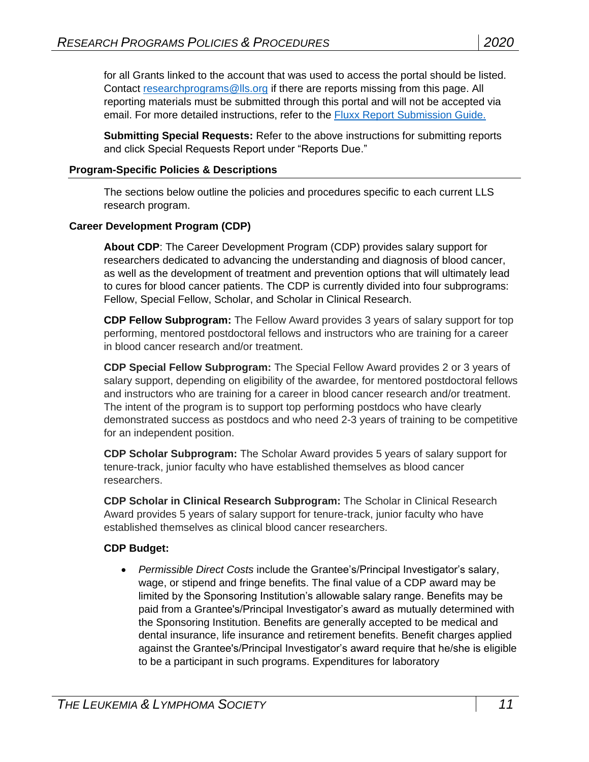for all Grants linked to the account that was used to access the portal should be listed. Contact [researchprograms@lls.org](mailto:researchprograms@lls.org) if there are reports missing from this page. All reporting materials must be submitted through this portal and will not be accepted via email. For more detailed instructions, refer to the [Fluxx Report Submission Guide.](#)

**Submitting Special Requests:** Refer to the above instructions for submitting reports and click Special Requests Report under "Reports Due."

## Program-Specific Policies & Descriptions

The sections below outline the policies and procedures specific to each current LLS research program.

### Career Development Program (CDP)

**About CDP**: The Career Development Program (CDP) provides salary support for researchers dedicated to advancing the understanding and diagnosis of blood cancer, as well as the development of treatment and prevention options that will ultimately lead to cures for blood cancer patients. The CDP is currently divided into four subprograms: Fellow, Special Fellow, Scholar, and Scholar in Clinical Research.

**CDP Fellow Subprogram:** The Fellow Award provides 3 years of salary support for top performing, mentored postdoctoral fellows and instructors who are training for a career in blood cancer research and/or treatment.

**CDP Special Fellow Subprogram:** The Special Fellow Award provides 2 or 3 years of salary support, depending on eligibility of the awardee, for mentored postdoctoral fellows and instructors who are training for a career in blood cancer research and/or treatment. The intent of the program is to support top performing postdocs who have clearly demonstrated success as postdocs and who need 2-3 years of training to be competitive for an independent position.

**CDP Scholar Subprogram:** The Scholar Award provides 5 years of salary support for tenure-track, junior faculty who have established themselves as blood cancer researchers.

**CDP Scholar in Clinical Research Subprogram:** The Scholar in Clinical Research Award provides 5 years of salary support for tenure-track, junior faculty who have established themselves as clinical blood cancer researchers.

**CDP Budget:**

- *Permissible Direct Costs* include the Grantee's/Principal Investigator's salary, wage, or stipend and fringe benefits. The final value of a CDP award may be limited by the Sponsoring Institution's allowable salary range. Benefits may be paid from a Grantee's/Principal Investigator's award as mutually determined with the Sponsoring Institution. Benefits are generally accepted to be medical and dental insurance, life insurance and retirement benefits. Benefit charges applied against the Grantee's/Principal Investigator's award require that he/she is eligible to be a participant in such programs. Expenditures for laboratory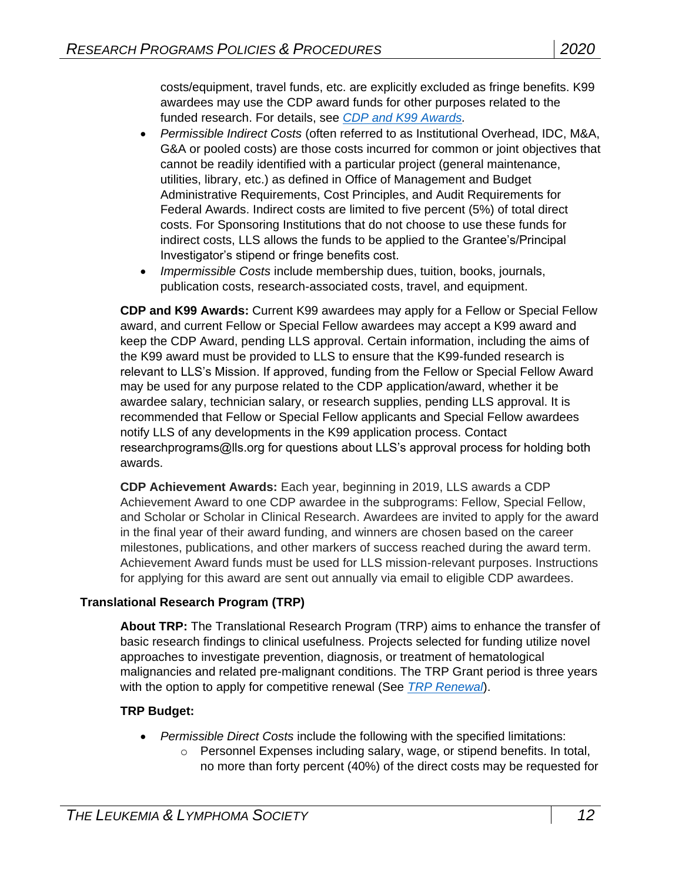costs/equipment, travel funds, etc. are explicitly excluded as fringe benefits. K99 awardees may use the CDP award funds for other purposes related to the funded research. For details, see [CDP and K99 Awards](#).

- *Permissible Indirect Costs* (often referred to as Institutional Overhead, IDC, M&A, G&A or pooled costs) are those costs incurred for common or joint objectives that cannot be readily identified with a particular project (general maintenance, utilities, library, etc.) as defined in Office of Management and Budget Administrative Requirements, Cost Principles, and Audit Requirements for Federal Awards. Indirect costs are limited to five percent (5%) of total direct costs. For Sponsoring Institutions that do not choose to use these funds for indirect costs, LLS allows the funds to be applied to the Grantee's/Principal Investigator's stipend or fringe benefits cost.
- *Impermissible Costs* include membership dues, tuition, books, journals, publication costs, research-associated costs, travel, and equipment.

**CDP and K99 Awards:** Current K99 awardees may apply for a Fellow or Special Fellow award, and current Fellow or Special Fellow awardees may accept a K99 award and keep the CDP Award, pending LLS approval. Certain information, including the aims of the K99 award must be provided to LLS to ensure that the K99-funded research is relevant to LLS's Mission. If approved, funding from the Fellow or Special Fellow Award may be used for any purpose related to the CDP application/award, whether it be awardee salary, technician salary, or research supplies, pending LLS approval. It is recommended that Fellow or Special Fellow applicants and Special Fellow awardees notify LLS of any developments in the K99 application process. Contact researchprograms@lls.org for questions about LLS's approval process for holding both awards.

**CDP Achievement Awards:** Each year, beginning in 2019, LLS awards a CDP Achievement Award to one CDP awardee in the subprograms: Fellow, Special Fellow, and Scholar or Scholar in Clinical Research. Awardees are invited to apply for the award in the final year of their award funding, and winners are chosen based on the career milestones, publications, and other markers of success reached during the award term. Achievement Award funds must be used for LLS mission-relevant purposes. Instructions for applying for this award are sent out annually via email to eligible CDP awardees.

### Translational Research Program (TRP)

**About TRP:** The Translational Research Program (TRP) aims to enhance the transfer of basic research findings to clinical usefulness. Projects selected for funding utilize novel approaches to investigate prevention, diagnosis, or treatment of hematological malignancies and related pre-malignant conditions. The TRP Grant period is three years with the option to apply for competitive renewal (See [TRP Renewal](#)).

**TRP Budget:**

- *Permissible Direct Costs* include the following with the specified limitations:
  - Personnel Expenses including salary, wage, or stipend benefits. In total, no more than forty percent (40%) of the direct costs may be requested for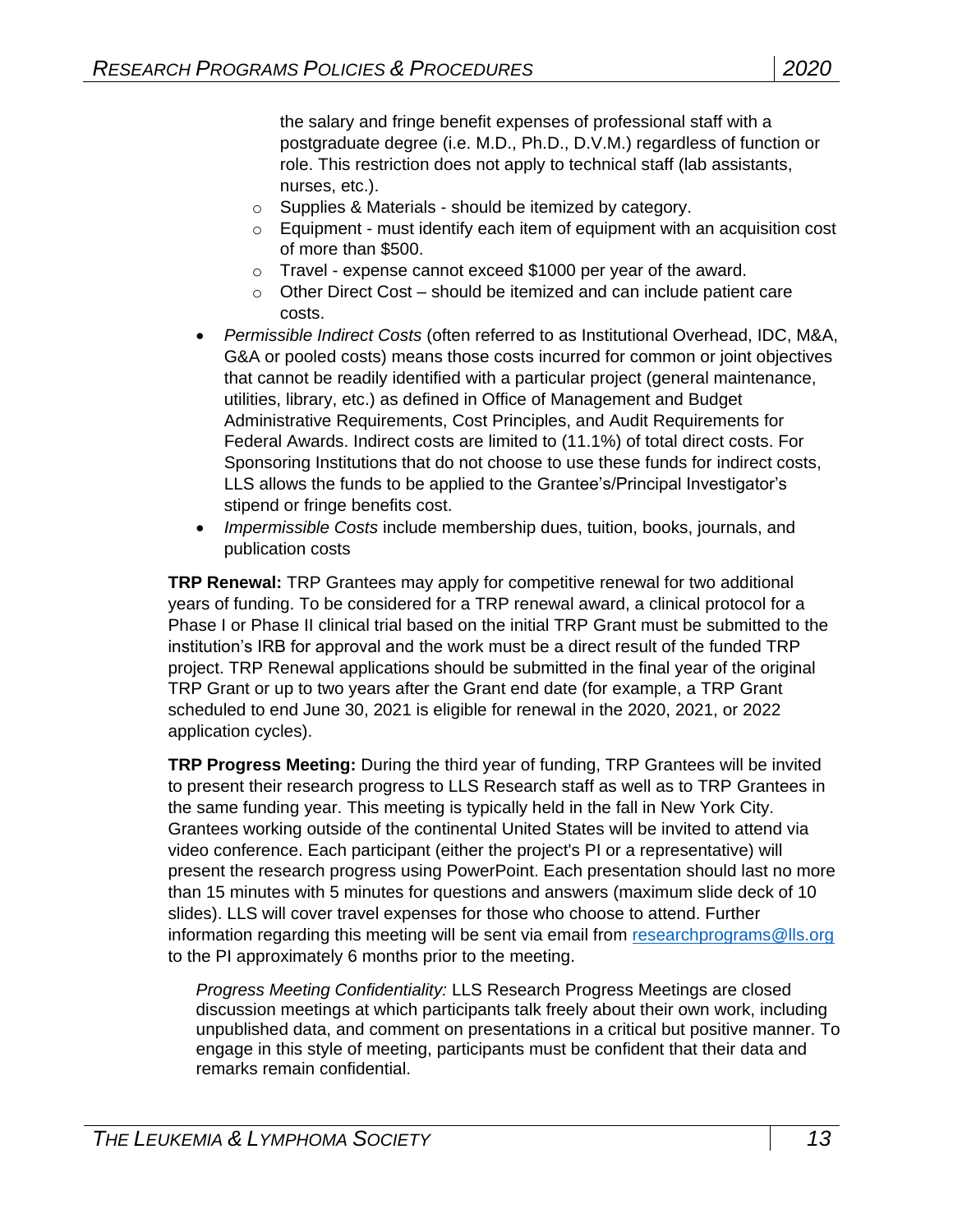the salary and fringe benefit expenses of professional staff with a postgraduate degree (i.e. M.D., Ph.D., D.V.M.) regardless of function or role. This restriction does not apply to technical staff (lab assistants, nurses, etc.).
  - Supplies & Materials - should be itemized by category.
  - Equipment - must identify each item of equipment with an acquisition cost of more than $500.
  - Travel - expense cannot exceed $1000 per year of the award.
  - Other Direct Cost – should be itemized and can include patient care costs.
- *Permissible Indirect Costs* (often referred to as Institutional Overhead, IDC, M&A, G&A or pooled costs) means those costs incurred for common or joint objectives that cannot be readily identified with a particular project (general maintenance, utilities, library, etc.) as defined in Office of Management and Budget Administrative Requirements, Cost Principles, and Audit Requirements for Federal Awards. Indirect costs are limited to (11.1%) of total direct costs. For Sponsoring Institutions that do not choose to use these funds for indirect costs, LLS allows the funds to be applied to the Grantee's/Principal Investigator's stipend or fringe benefits cost.
- *Impermissible Costs* include membership dues, tuition, books, journals, and publication costs

**TRP Renewal:** TRP Grantees may apply for competitive renewal for two additional years of funding. To be considered for a TRP renewal award, a clinical protocol for a Phase I or Phase II clinical trial based on the initial TRP Grant must be submitted to the institution's IRB for approval and the work must be a direct result of the funded TRP project. TRP Renewal applications should be submitted in the final year of the original TRP Grant or up to two years after the Grant end date (for example, a TRP Grant scheduled to end June 30, 2021 is eligible for renewal in the 2020, 2021, or 2022 application cycles).

**TRP Progress Meeting:** During the third year of funding, TRP Grantees will be invited to present their research progress to LLS Research staff as well as to TRP Grantees in the same funding year. This meeting is typically held in the fall in New York City. Grantees working outside of the continental United States will be invited to attend via video conference. Each participant (either the project's PI or a representative) will present the research progress using PowerPoint. Each presentation should last no more than 15 minutes with 5 minutes for questions and answers (maximum slide deck of 10 slides). LLS will cover travel expenses for those who choose to attend. Further information regarding this meeting will be sent via email from researchprograms@lls.org to the PI approximately 6 months prior to the meeting.

*Progress Meeting Confidentiality:* LLS Research Progress Meetings are closed discussion meetings at which participants talk freely about their own work, including unpublished data, and comment on presentations in a critical but positive manner. To engage in this style of meeting, participants must be confident that their data and remarks remain confidential.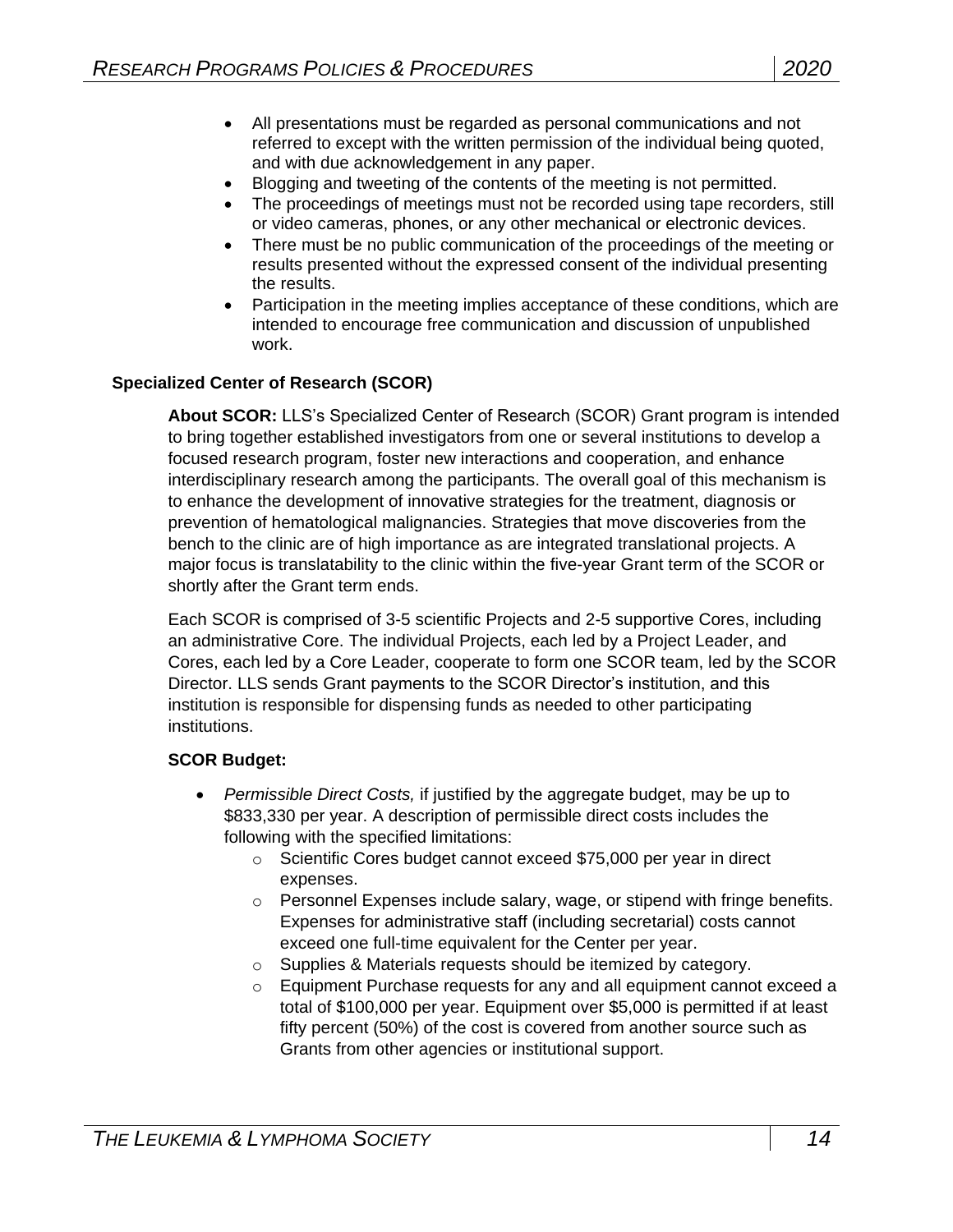- All presentations must be regarded as personal communications and not referred to except with the written permission of the individual being quoted, and with due acknowledgement in any paper.
- Blogging and tweeting of the contents of the meeting is not permitted.
- The proceedings of meetings must not be recorded using tape recorders, still or video cameras, phones, or any other mechanical or electronic devices.
- There must be no public communication of the proceedings of the meeting or results presented without the expressed consent of the individual presenting the results.
- Participation in the meeting implies acceptance of these conditions, which are intended to encourage free communication and discussion of unpublished work.

### Specialized Center of Research (SCOR)

**About SCOR:** LLS's Specialized Center of Research (SCOR) Grant program is intended to bring together established investigators from one or several institutions to develop a focused research program, foster new interactions and cooperation, and enhance interdisciplinary research among the participants. The overall goal of this mechanism is to enhance the development of innovative strategies for the treatment, diagnosis or prevention of hematological malignancies. Strategies that move discoveries from the bench to the clinic are of high importance as are integrated translational projects. A major focus is translatability to the clinic within the five-year Grant term of the SCOR or shortly after the Grant term ends.

Each SCOR is comprised of 3-5 scientific Projects and 2-5 supportive Cores, including an administrative Core. The individual Projects, each led by a Project Leader, and Cores, each led by a Core Leader, cooperate to form one SCOR team, led by the SCOR Director. LLS sends Grant payments to the SCOR Director's institution, and this institution is responsible for dispensing funds as needed to other participating institutions.

**SCOR Budget:**

- *Permissible Direct Costs,* if justified by the aggregate budget, may be up to $833,330 per year. A description of permissible direct costs includes the following with the specified limitations:
  - Scientific Cores budget cannot exceed $75,000 per year in direct expenses.
  - Personnel Expenses include salary, wage, or stipend with fringe benefits. Expenses for administrative staff (including secretarial) costs cannot exceed one full-time equivalent for the Center per year.
  - Supplies & Materials requests should be itemized by category.
  - Equipment Purchase requests for any and all equipment cannot exceed a total of $100,000 per year. Equipment over $5,000 is permitted if at least fifty percent (50%) of the cost is covered from another source such as Grants from other agencies or institutional support.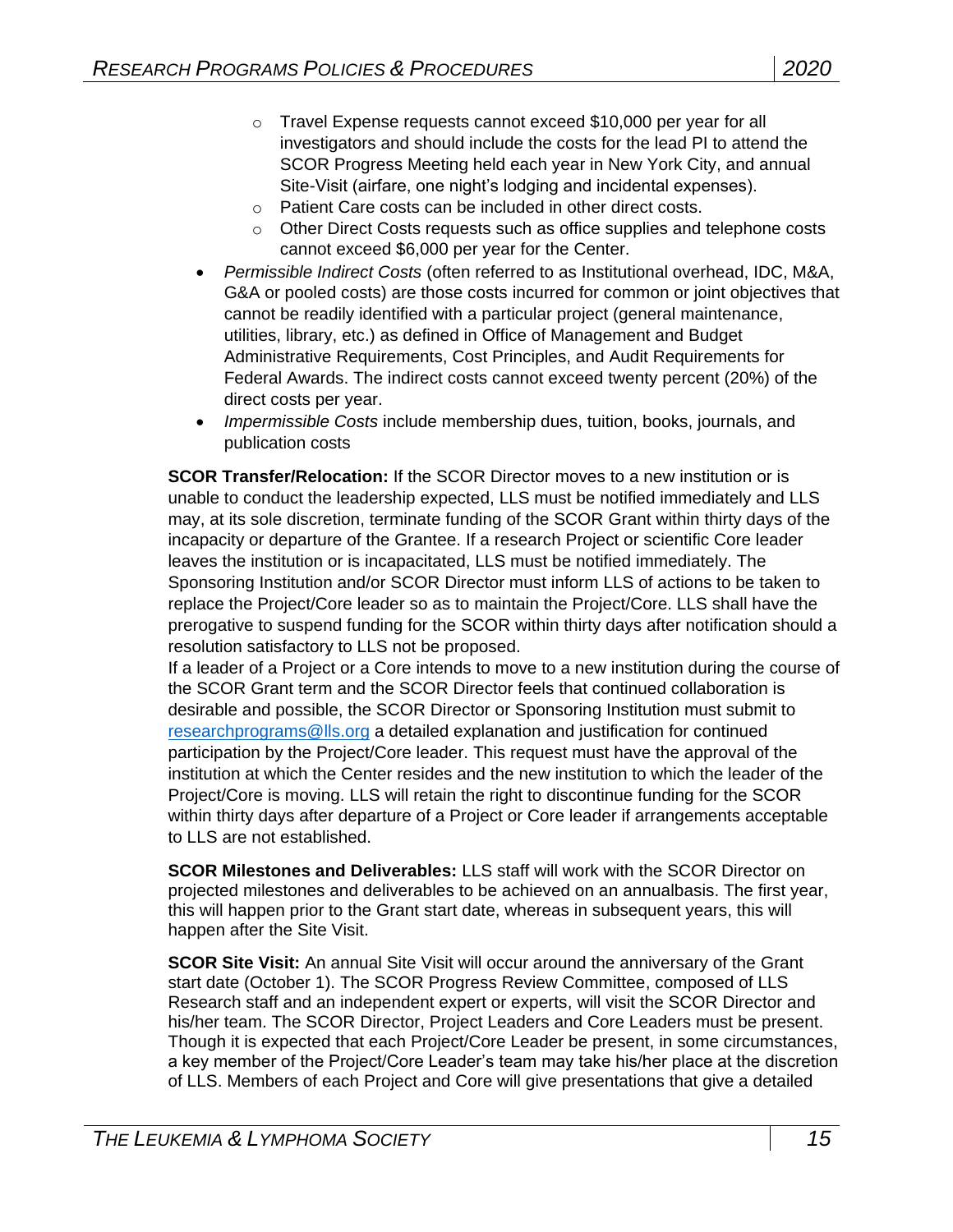- Travel Expense requests cannot exceed $10,000 per year for all investigators and should include the costs for the lead PI to attend the SCOR Progress Meeting held each year in New York City, and annual Site-Visit (airfare, one night's lodging and incidental expenses).
  - Patient Care costs can be included in other direct costs.
  - Other Direct Costs requests such as office supplies and telephone costs cannot exceed $6,000 per year for the Center.
- *Permissible Indirect Costs* (often referred to as Institutional overhead, IDC, M&A, G&A or pooled costs) are those costs incurred for common or joint objectives that cannot be readily identified with a particular project (general maintenance, utilities, library, etc.) as defined in Office of Management and Budget Administrative Requirements, Cost Principles, and Audit Requirements for Federal Awards. The indirect costs cannot exceed twenty percent (20%) of the direct costs per year.
- *Impermissible Costs* include membership dues, tuition, books, journals, and publication costs

**SCOR Transfer/Relocation:** If the SCOR Director moves to a new institution or is unable to conduct the leadership expected, LLS must be notified immediately and LLS may, at its sole discretion, terminate funding of the SCOR Grant within thirty days of the incapacity or departure of the Grantee. If a research Project or scientific Core leader leaves the institution or is incapacitated, LLS must be notified immediately. The Sponsoring Institution and/or SCOR Director must inform LLS of actions to be taken to replace the Project/Core leader so as to maintain the Project/Core. LLS shall have the prerogative to suspend funding for the SCOR within thirty days after notification should a resolution satisfactory to LLS not be proposed.

If a leader of a Project or a Core intends to move to a new institution during the course of the SCOR Grant term and the SCOR Director feels that continued collaboration is desirable and possible, the SCOR Director or Sponsoring Institution must submit to researchprograms@lls.org a detailed explanation and justification for continued participation by the Project/Core leader. This request must have the approval of the institution at which the Center resides and the new institution to which the leader of the Project/Core is moving. LLS will retain the right to discontinue funding for the SCOR within thirty days after departure of a Project or Core leader if arrangements acceptable to LLS are not established.

**SCOR Milestones and Deliverables:** LLS staff will work with the SCOR Director on projected milestones and deliverables to be achieved on an annualbasis. The first year, this will happen prior to the Grant start date, whereas in subsequent years, this will happen after the Site Visit.

**SCOR Site Visit:** An annual Site Visit will occur around the anniversary of the Grant start date (October 1). The SCOR Progress Review Committee, composed of LLS Research staff and an independent expert or experts, will visit the SCOR Director and his/her team. The SCOR Director, Project Leaders and Core Leaders must be present. Though it is expected that each Project/Core Leader be present, in some circumstances, a key member of the Project/Core Leader's team may take his/her place at the discretion of LLS. Members of each Project and Core will give presentations that give a detailed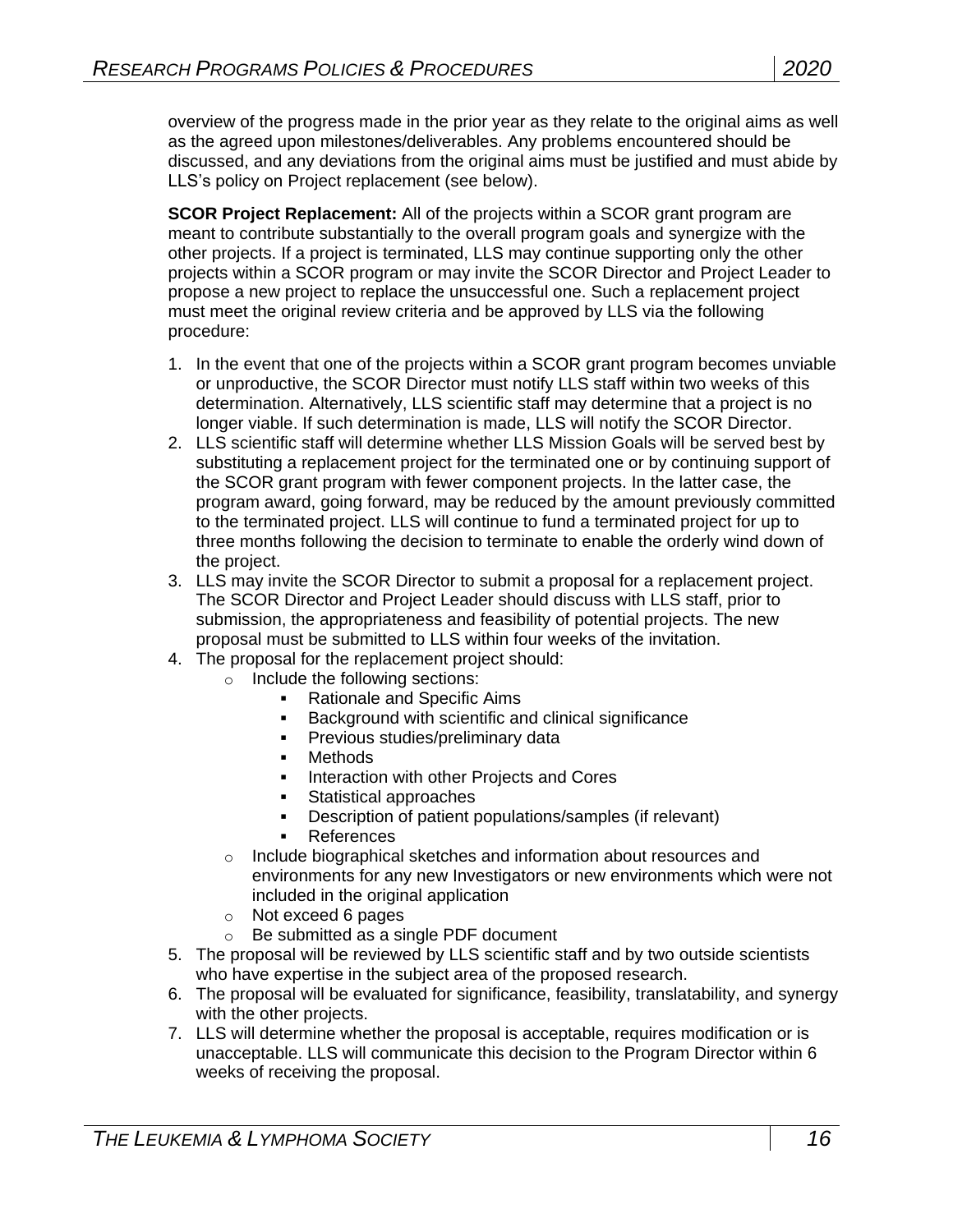overview of the progress made in the prior year as they relate to the original aims as well as the agreed upon milestones/deliverables. Any problems encountered should be discussed, and any deviations from the original aims must be justified and must abide by LLS's policy on Project replacement (see below).

**SCOR Project Replacement:** All of the projects within a SCOR grant program are meant to contribute substantially to the overall program goals and synergize with the other projects. If a project is terminated, LLS may continue supporting only the other projects within a SCOR program or may invite the SCOR Director and Project Leader to propose a new project to replace the unsuccessful one. Such a replacement project must meet the original review criteria and be approved by LLS via the following procedure:

1. In the event that one of the projects within a SCOR grant program becomes unviable or unproductive, the SCOR Director must notify LLS staff within two weeks of this determination. Alternatively, LLS scientific staff may determine that a project is no longer viable. If such determination is made, LLS will notify the SCOR Director.
2. LLS scientific staff will determine whether LLS Mission Goals will be served best by substituting a replacement project for the terminated one or by continuing support of the SCOR grant program with fewer component projects. In the latter case, the program award, going forward, may be reduced by the amount previously committed to the terminated project. LLS will continue to fund a terminated project for up to three months following the decision to terminate to enable the orderly wind down of the project.
3. LLS may invite the SCOR Director to submit a proposal for a replacement project. The SCOR Director and Project Leader should discuss with LLS staff, prior to submission, the appropriateness and feasibility of potential projects. The new proposal must be submitted to LLS within four weeks of the invitation.
4. The proposal for the replacement project should:
    - Include the following sections:
        - Rationale and Specific Aims
        - Background with scientific and clinical significance
        - Previous studies/preliminary data
        - Methods
        - Interaction with other Projects and Cores
        - Statistical approaches
        - Description of patient populations/samples (if relevant)
        - References
    - Include biographical sketches and information about resources and environments for any new Investigators or new environments which were not included in the original application
    - Not exceed 6 pages
    - Be submitted as a single PDF document
5. The proposal will be reviewed by LLS scientific staff and by two outside scientists who have expertise in the subject area of the proposed research.
6. The proposal will be evaluated for significance, feasibility, translatability, and synergy with the other projects.
7. LLS will determine whether the proposal is acceptable, requires modification or is unacceptable. LLS will communicate this decision to the Program Director within 6 weeks of receiving the proposal.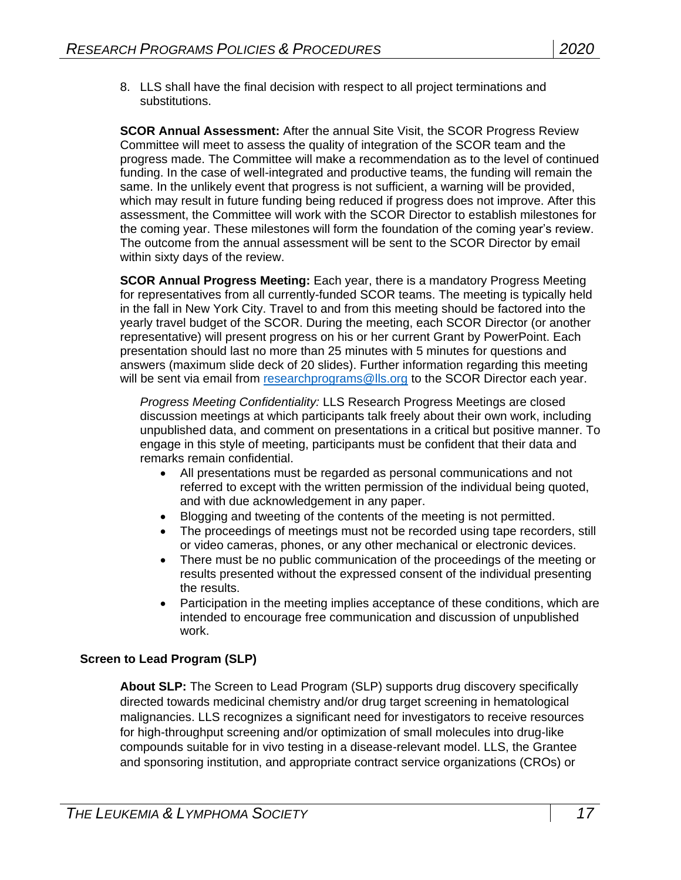8. LLS shall have the final decision with respect to all project terminations and substitutions.

**SCOR Annual Assessment:** After the annual Site Visit, the SCOR Progress Review Committee will meet to assess the quality of integration of the SCOR team and the progress made. The Committee will make a recommendation as to the level of continued funding. In the case of well-integrated and productive teams, the funding will remain the same. In the unlikely event that progress is not sufficient, a warning will be provided, which may result in future funding being reduced if progress does not improve. After this assessment, the Committee will work with the SCOR Director to establish milestones for the coming year. These milestones will form the foundation of the coming year's review. The outcome from the annual assessment will be sent to the SCOR Director by email within sixty days of the review.

**SCOR Annual Progress Meeting:** Each year, there is a mandatory Progress Meeting for representatives from all currently-funded SCOR teams. The meeting is typically held in the fall in New York City. Travel to and from this meeting should be factored into the yearly travel budget of the SCOR. During the meeting, each SCOR Director (or another representative) will present progress on his or her current Grant by PowerPoint. Each presentation should last no more than 25 minutes with 5 minutes for questions and answers (maximum slide deck of 20 slides). Further information regarding this meeting will be sent via email from researchprograms@lls.org to the SCOR Director each year.

*Progress Meeting Confidentiality:* LLS Research Progress Meetings are closed discussion meetings at which participants talk freely about their own work, including unpublished data, and comment on presentations in a critical but positive manner. To engage in this style of meeting, participants must be confident that their data and remarks remain confidential.

- All presentations must be regarded as personal communications and not referred to except with the written permission of the individual being quoted, and with due acknowledgement in any paper.
- Blogging and tweeting of the contents of the meeting is not permitted.
- The proceedings of meetings must not be recorded using tape recorders, still or video cameras, phones, or any other mechanical or electronic devices.
- There must be no public communication of the proceedings of the meeting or results presented without the expressed consent of the individual presenting the results.
- Participation in the meeting implies acceptance of these conditions, which are intended to encourage free communication and discussion of unpublished work.

### Screen to Lead Program (SLP)

**About SLP:** The Screen to Lead Program (SLP) supports drug discovery specifically directed towards medicinal chemistry and/or drug target screening in hematological malignancies. LLS recognizes a significant need for investigators to receive resources for high-throughput screening and/or optimization of small molecules into drug-like compounds suitable for in vivo testing in a disease-relevant model. LLS, the Grantee and sponsoring institution, and appropriate contract service organizations (CROs) or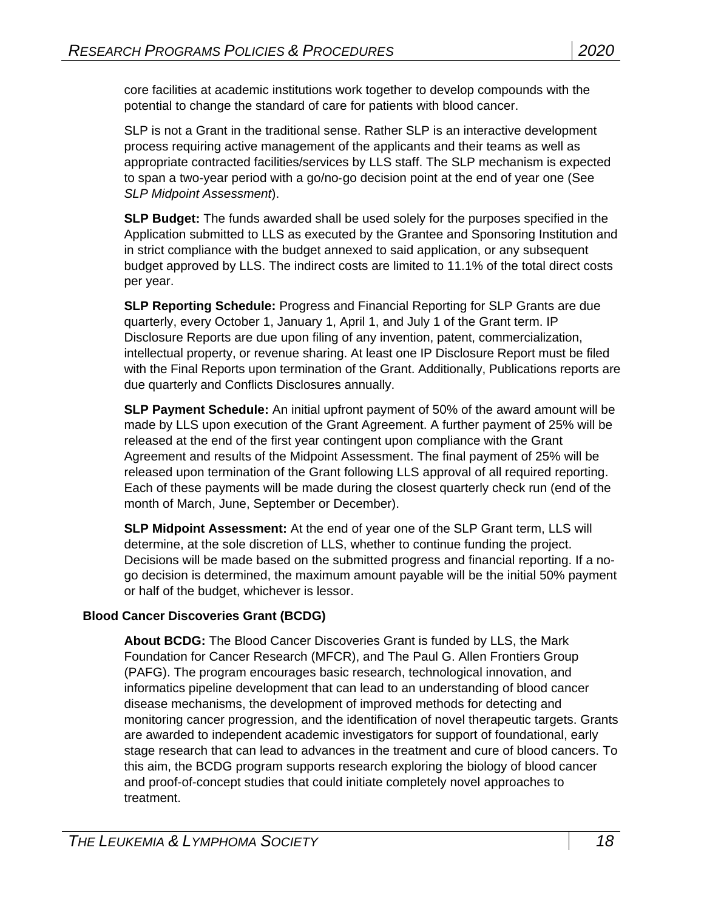core facilities at academic institutions work together to develop compounds with the potential to change the standard of care for patients with blood cancer.

SLP is not a Grant in the traditional sense. Rather SLP is an interactive development process requiring active management of the applicants and their teams as well as appropriate contracted facilities/services by LLS staff. The SLP mechanism is expected to span a two-year period with a go/no-go decision point at the end of year one (See *SLP Midpoint Assessment*).

**SLP Budget:** The funds awarded shall be used solely for the purposes specified in the Application submitted to LLS as executed by the Grantee and Sponsoring Institution and in strict compliance with the budget annexed to said application, or any subsequent budget approved by LLS. The indirect costs are limited to 11.1% of the total direct costs per year.

**SLP Reporting Schedule:** Progress and Financial Reporting for SLP Grants are due quarterly, every October 1, January 1, April 1, and July 1 of the Grant term. IP Disclosure Reports are due upon filing of any invention, patent, commercialization, intellectual property, or revenue sharing. At least one IP Disclosure Report must be filed with the Final Reports upon termination of the Grant. Additionally, Publications reports are due quarterly and Conflicts Disclosures annually.

**SLP Payment Schedule:** An initial upfront payment of 50% of the award amount will be made by LLS upon execution of the Grant Agreement. A further payment of 25% will be released at the end of the first year contingent upon compliance with the Grant Agreement and results of the Midpoint Assessment. The final payment of 25% will be released upon termination of the Grant following LLS approval of all required reporting. Each of these payments will be made during the closest quarterly check run (end of the month of March, June, September or December).

**SLP Midpoint Assessment:** At the end of year one of the SLP Grant term, LLS will determine, at the sole discretion of LLS, whether to continue funding the project. Decisions will be made based on the submitted progress and financial reporting. If a no-go decision is determined, the maximum amount payable will be the initial 50% payment or half of the budget, whichever is lessor.

### Blood Cancer Discoveries Grant (BCDG)

**About BCDG:** The Blood Cancer Discoveries Grant is funded by LLS, the Mark Foundation for Cancer Research (MFCR), and The Paul G. Allen Frontiers Group (PAFG). The program encourages basic research, technological innovation, and informatics pipeline development that can lead to an understanding of blood cancer disease mechanisms, the development of improved methods for detecting and monitoring cancer progression, and the identification of novel therapeutic targets. Grants are awarded to independent academic investigators for support of foundational, early stage research that can lead to advances in the treatment and cure of blood cancers. To this aim, the BCDG program supports research exploring the biology of blood cancer and proof-of-concept studies that could initiate completely novel approaches to treatment.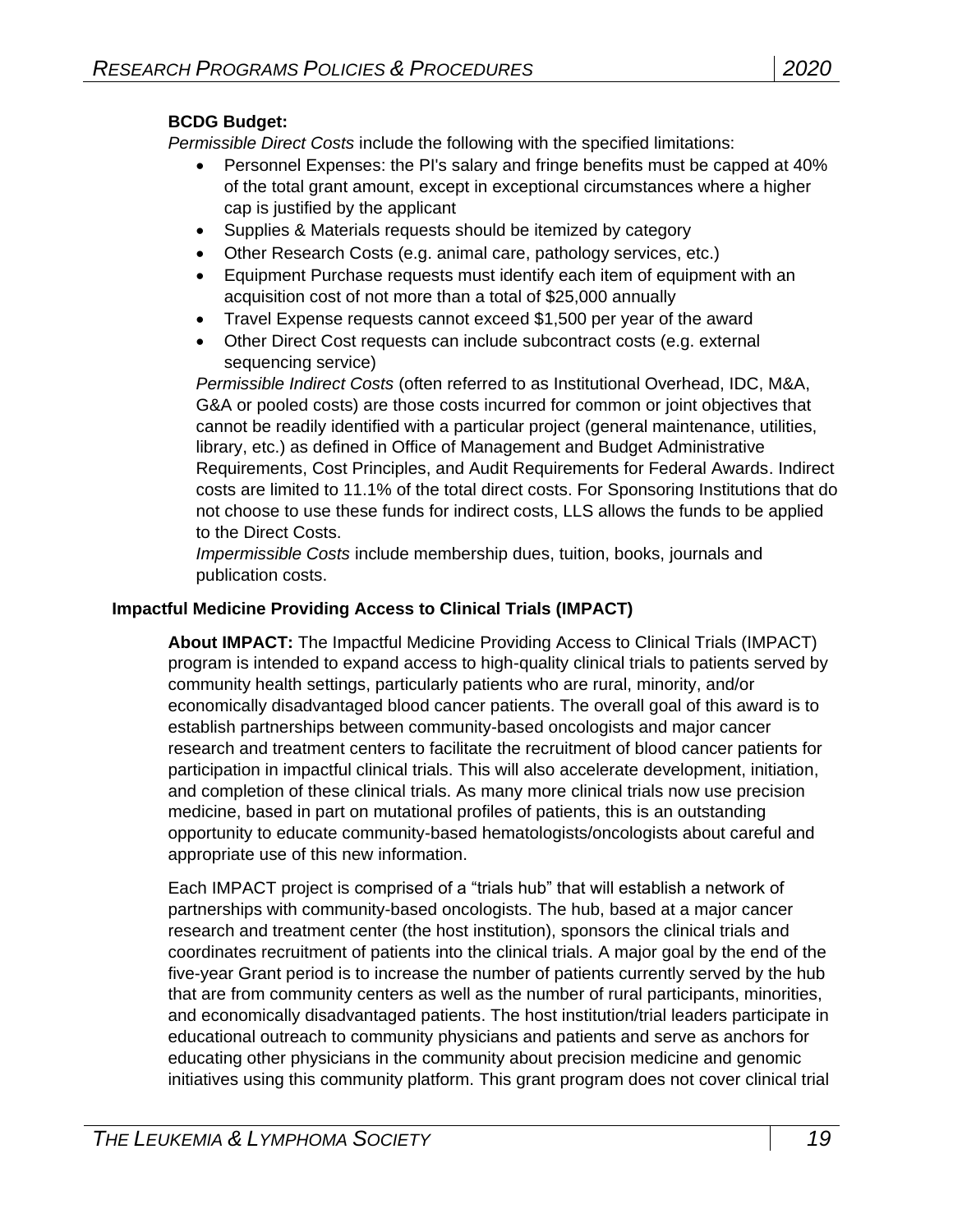**BCDG Budget:**

*Permissible Direct Costs* include the following with the specified limitations:

- Personnel Expenses: the PI's salary and fringe benefits must be capped at 40% of the total grant amount, except in exceptional circumstances where a higher cap is justified by the applicant
- Supplies & Materials requests should be itemized by category
- Other Research Costs (e.g. animal care, pathology services, etc.)
- Equipment Purchase requests must identify each item of equipment with an acquisition cost of not more than a total of $25,000 annually
- Travel Expense requests cannot exceed $1,500 per year of the award
- Other Direct Cost requests can include subcontract costs (e.g. external sequencing service)

*Permissible Indirect Costs* (often referred to as Institutional Overhead, IDC, M&A, G&A or pooled costs) are those costs incurred for common or joint objectives that cannot be readily identified with a particular project (general maintenance, utilities, library, etc.) as defined in Office of Management and Budget Administrative Requirements, Cost Principles, and Audit Requirements for Federal Awards. Indirect costs are limited to 11.1% of the total direct costs. For Sponsoring Institutions that do not choose to use these funds for indirect costs, LLS allows the funds to be applied to the Direct Costs.

*Impermissible Costs* include membership dues, tuition, books, journals and publication costs.

### Impactful Medicine Providing Access to Clinical Trials (IMPACT)

**About IMPACT:** The Impactful Medicine Providing Access to Clinical Trials (IMPACT) program is intended to expand access to high-quality clinical trials to patients served by community health settings, particularly patients who are rural, minority, and/or economically disadvantaged blood cancer patients. The overall goal of this award is to establish partnerships between community-based oncologists and major cancer research and treatment centers to facilitate the recruitment of blood cancer patients for participation in impactful clinical trials. This will also accelerate development, initiation, and completion of these clinical trials. As many more clinical trials now use precision medicine, based in part on mutational profiles of patients, this is an outstanding opportunity to educate community-based hematologists/oncologists about careful and appropriate use of this new information.

Each IMPACT project is comprised of a "trials hub" that will establish a network of partnerships with community-based oncologists. The hub, based at a major cancer research and treatment center (the host institution), sponsors the clinical trials and coordinates recruitment of patients into the clinical trials. A major goal by the end of the five-year Grant period is to increase the number of patients currently served by the hub that are from community centers as well as the number of rural participants, minorities, and economically disadvantaged patients. The host institution/trial leaders participate in educational outreach to community physicians and patients and serve as anchors for educating other physicians in the community about precision medicine and genomic initiatives using this community platform. This grant program does not cover clinical trial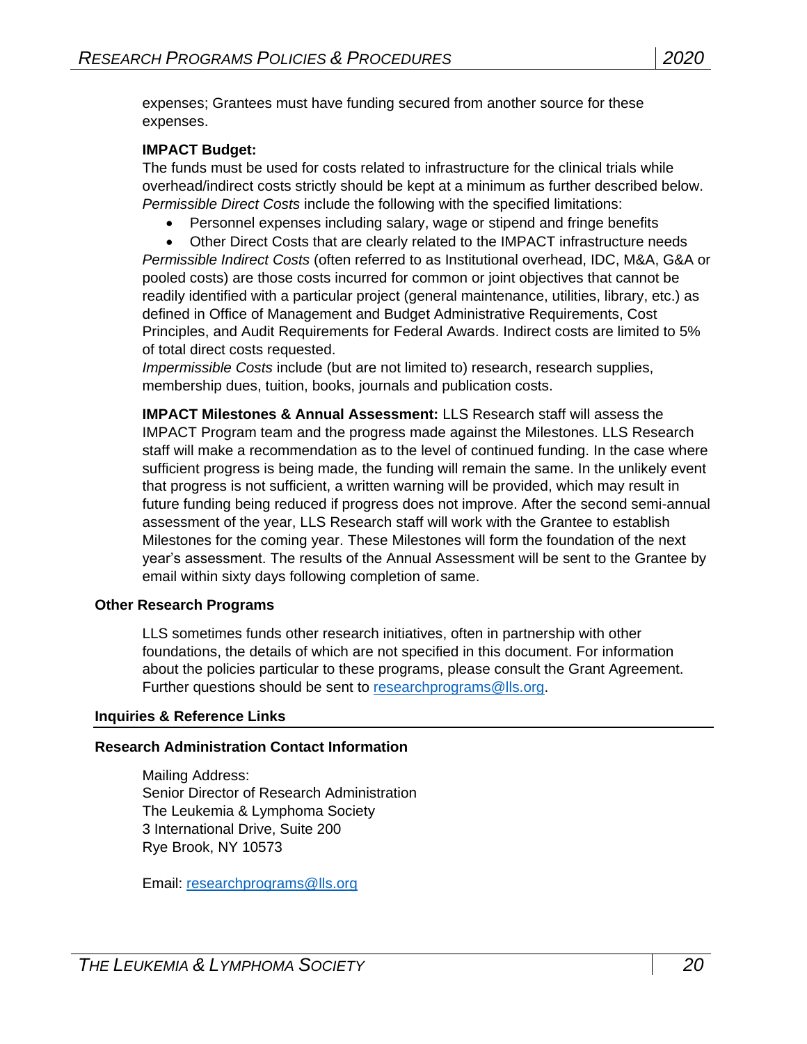expenses; Grantees must have funding secured from another source for these expenses.

**IMPACT Budget:**
The funds must be used for costs related to infrastructure for the clinical trials while overhead/indirect costs strictly should be kept at a minimum as further described below. *Permissible Direct Costs* include the following with the specified limitations:

- Personnel expenses including salary, wage or stipend and fringe benefits
- Other Direct Costs that are clearly related to the IMPACT infrastructure needs

*Permissible Indirect Costs* (often referred to as Institutional overhead, IDC, M&A, G&A or pooled costs) are those costs incurred for common or joint objectives that cannot be readily identified with a particular project (general maintenance, utilities, library, etc.) as defined in Office of Management and Budget Administrative Requirements, Cost Principles, and Audit Requirements for Federal Awards. Indirect costs are limited to 5% of total direct costs requested.
*Impermissible Costs* include (but are not limited to) research, research supplies, membership dues, tuition, books, journals and publication costs.

**IMPACT Milestones & Annual Assessment:** LLS Research staff will assess the IMPACT Program team and the progress made against the Milestones. LLS Research staff will make a recommendation as to the level of continued funding. In the case where sufficient progress is being made, the funding will remain the same. In the unlikely event that progress is not sufficient, a written warning will be provided, which may result in future funding being reduced if progress does not improve. After the second semi-annual assessment of the year, LLS Research staff will work with the Grantee to establish Milestones for the coming year. These Milestones will form the foundation of the next year's assessment. The results of the Annual Assessment will be sent to the Grantee by email within sixty days following completion of same.

### Other Research Programs

LLS sometimes funds other research initiatives, often in partnership with other foundations, the details of which are not specified in this document. For information about the policies particular to these programs, please consult the Grant Agreement. Further questions should be sent to researchprograms@lls.org.

## Inquiries & Reference Links

### Research Administration Contact Information

Mailing Address:
Senior Director of Research Administration
The Leukemia & Lymphoma Society
3 International Drive, Suite 200
Rye Brook, NY 10573

Email: researchprograms@lls.org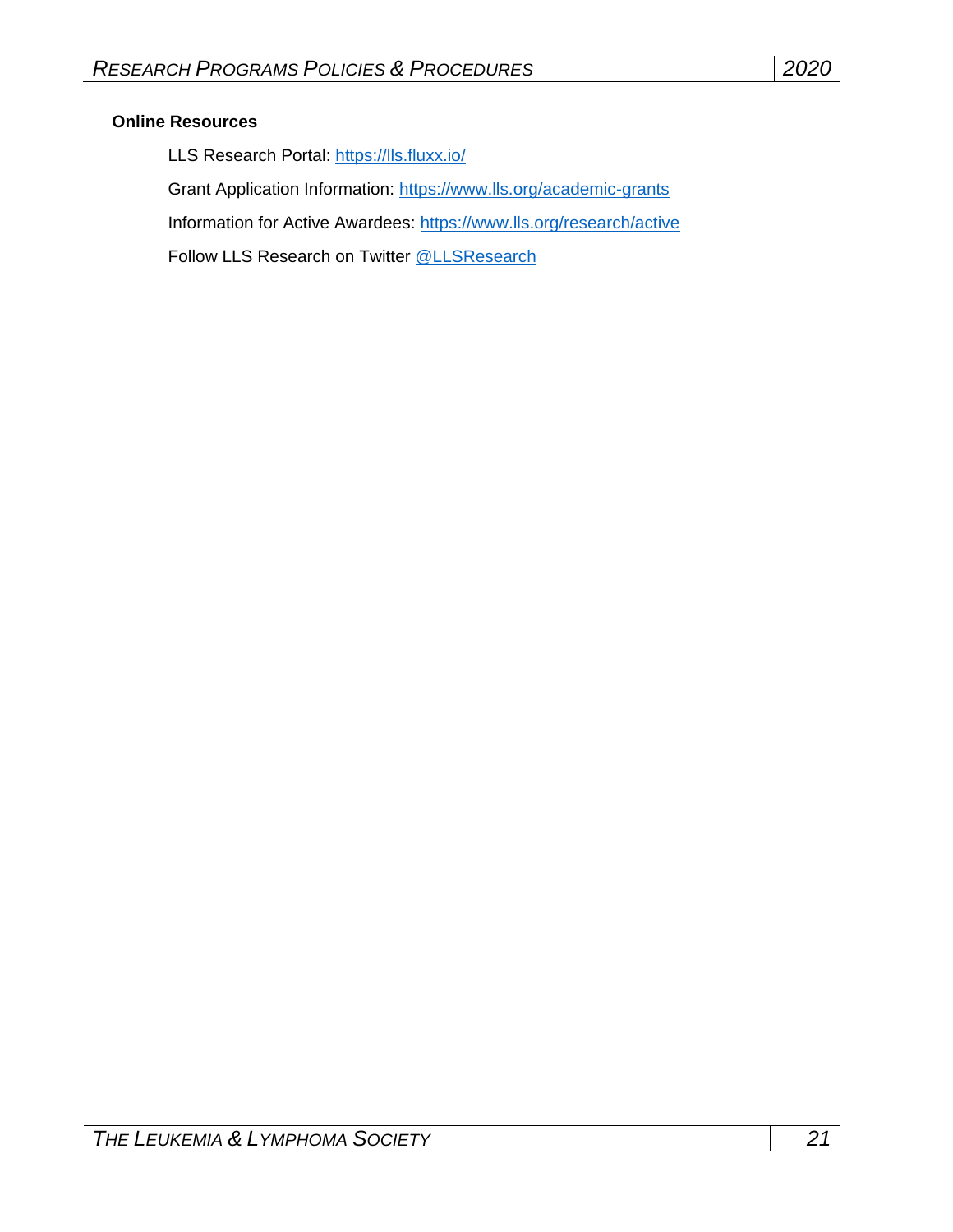**Online Resources**

LLS Research Portal: https://lls.fluxx.io/

Grant Application Information: https://www.lls.org/academic-grants

Information for Active Awardees: https://www.lls.org/research/active

Follow LLS Research on Twitter @LLSResearch